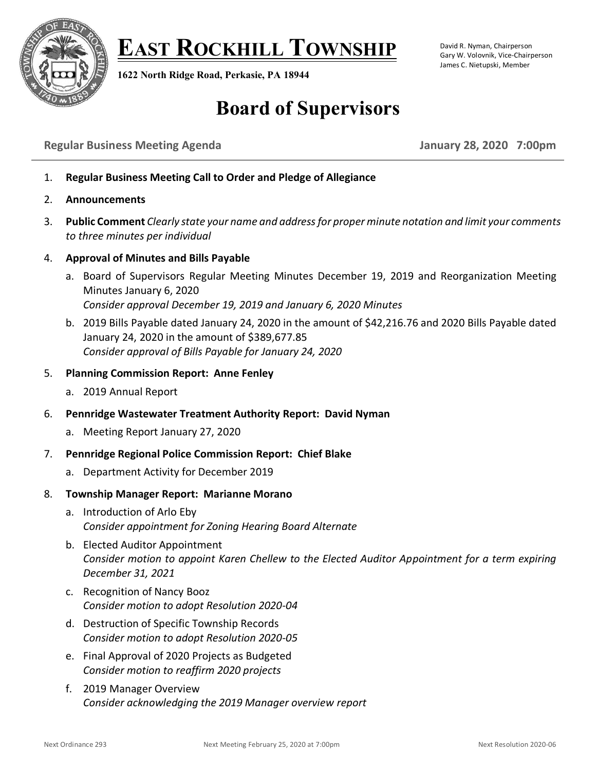# EAST ROCKHILL TOWNSHIP

**1622 North Ridge Road, Perkasie, PA 18944**

David R. Nyman, Chairperson
Gary W. Volovnik, Vice-Chairperson
James C. Nietupski, Member

## Board of Supervisors

**Regular Business Meeting Agenda** **January 28, 2020 7:00pm**

1. **Regular Business Meeting Call to Order and Pledge of Allegiance**
2. **Announcements**
3. **Public Comment** *Clearly state your name and address for proper minute notation and limit your comments to three minutes per individual*
4. **Approval of Minutes and Bills Payable**
   a. Board of Supervisors Regular Meeting Minutes December 19, 2019 and Reorganization Meeting Minutes January 6, 2020
   *Consider approval December 19, 2019 and January 6, 2020 Minutes*
   b. 2019 Bills Payable dated January 24, 2020 in the amount of $42,216.76 and 2020 Bills Payable dated January 24, 2020 in the amount of $389,677.85
   *Consider approval of Bills Payable for January 24, 2020*
5. **Planning Commission Report: Anne Fenley**
   a. 2019 Annual Report
6. **Pennridge Wastewater Treatment Authority Report: David Nyman**
   a. Meeting Report January 27, 2020
7. **Pennridge Regional Police Commission Report: Chief Blake**
   a. Department Activity for December 2019
8. **Township Manager Report: Marianne Morano**
   a. Introduction of Arlo Eby
   *Consider appointment for Zoning Hearing Board Alternate*
   b. Elected Auditor Appointment
   *Consider motion to appoint Karen Chellew to the Elected Auditor Appointment for a term expiring December 31, 2021*
   c. Recognition of Nancy Booz
   *Consider motion to adopt Resolution 2020-04*
   d. Destruction of Specific Township Records
   *Consider motion to adopt Resolution 2020-05*
   e. Final Approval of 2020 Projects as Budgeted
   *Consider motion to reaffirm 2020 projects*
   f. 2019 Manager Overview
   *Consider acknowledging the 2019 Manager overview report*

Next Ordinance 293 Next Meeting February 25, 2020 at 7:00pm Next Resolution 2020-06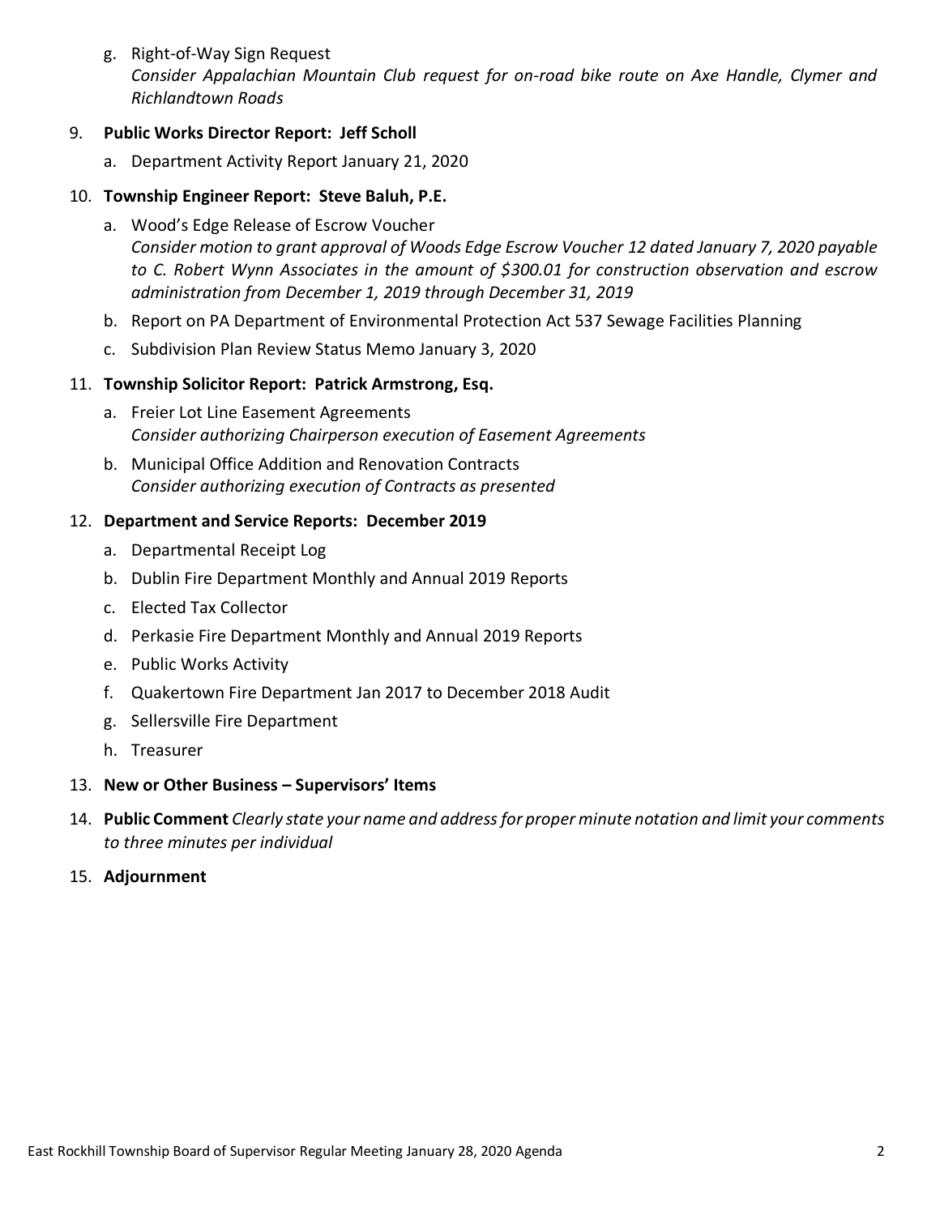g. Right-of-Way Sign Request
   *Consider Appalachian Mountain Club request for on-road bike route on Axe Handle, Clymer and Richlandtown Roads*

9. **Public Works Director Report: Jeff Scholl**
   a. Department Activity Report January 21, 2020

10. **Township Engineer Report: Steve Baluh, P.E.**
    a. Wood's Edge Release of Escrow Voucher
       *Consider motion to grant approval of Woods Edge Escrow Voucher 12 dated January 7, 2020 payable to C. Robert Wynn Associates in the amount of $300.01 for construction observation and escrow administration from December 1, 2019 through December 31, 2019*
    b. Report on PA Department of Environmental Protection Act 537 Sewage Facilities Planning
    c. Subdivision Plan Review Status Memo January 3, 2020

11. **Township Solicitor Report: Patrick Armstrong, Esq.**
    a. Freier Lot Line Easement Agreements
       *Consider authorizing Chairperson execution of Easement Agreements*
    b. Municipal Office Addition and Renovation Contracts
       *Consider authorizing execution of Contracts as presented*

12. **Department and Service Reports: December 2019**
    a. Departmental Receipt Log
    b. Dublin Fire Department Monthly and Annual 2019 Reports
    c. Elected Tax Collector
    d. Perkasie Fire Department Monthly and Annual 2019 Reports
    e. Public Works Activity
    f. Quakertown Fire Department Jan 2017 to December 2018 Audit
    g. Sellersville Fire Department
    h. Treasurer

13. **New or Other Business – Supervisors' Items**

14. **Public Comment** *Clearly state your name and address for proper minute notation and limit your comments to three minutes per individual*

15. **Adjournment**